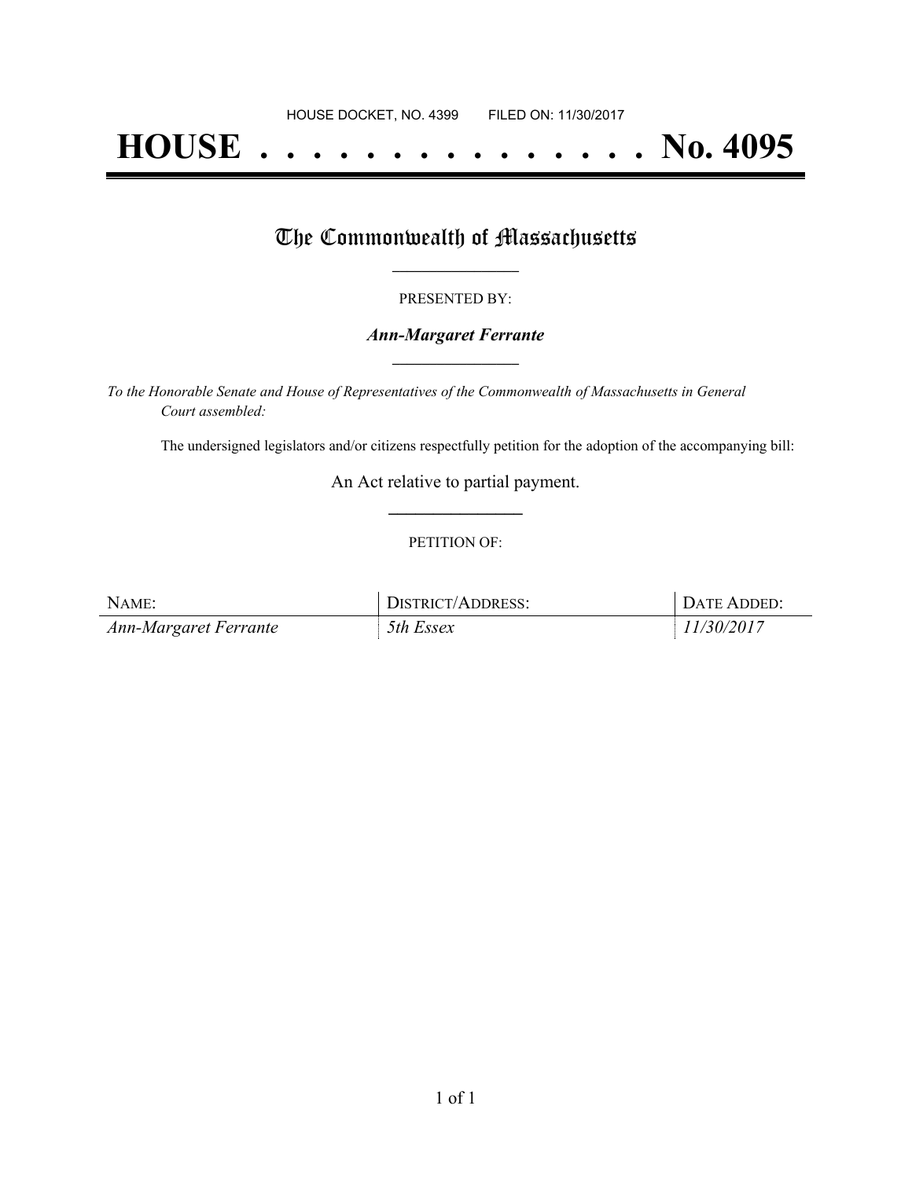HOUSE DOCKET, NO. 4399        FILED ON: 11/30/2017

# HOUSE . . . . . . . . . . . . . . . No. 4095

## The Commonwealth of Massachusetts

PRESENTED BY:

***Ann-Margaret Ferrante***

*To the Honorable Senate and House of Representatives of the Commonwealth of Massachusetts in General Court assembled:*

The undersigned legislators and/or citizens respectfully petition for the adoption of the accompanying bill:

An Act relative to partial payment.

PETITION OF:

| NAME: | DISTRICT/ADDRESS: | DATE ADDED: |
| --- | --- | --- |
| *Ann-Margaret Ferrante* | *5th Essex* | *11/30/2017* |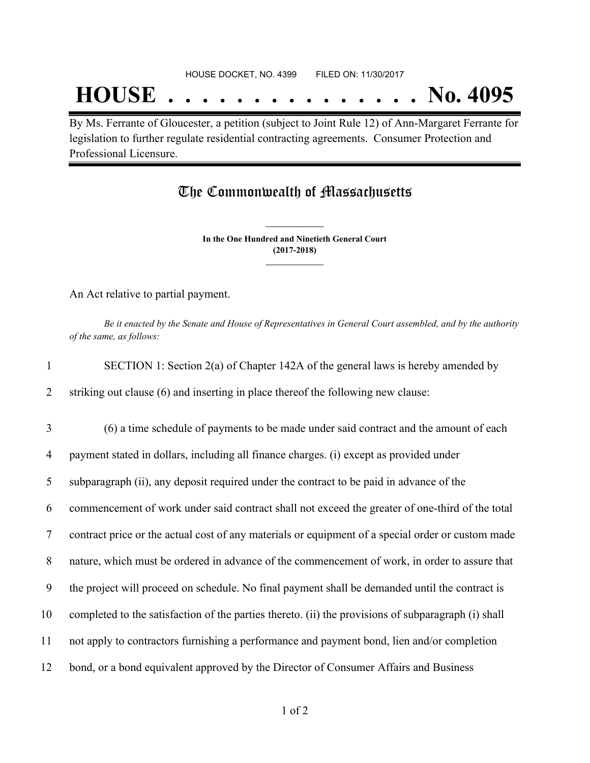HOUSE DOCKET, NO. 4399        FILED ON: 11/30/2017

# HOUSE . . . . . . . . . . . . . . . No. 4095

By Ms. Ferrante of Gloucester, a petition (subject to Joint Rule 12) of Ann-Margaret Ferrante for legislation to further regulate residential contracting agreements. Consumer Protection and Professional Licensure.

## The Commonwealth of Massachusetts

**In the One Hundred and Ninetieth General Court**
**(2017-2018)**

An Act relative to partial payment.

*Be it enacted by the Senate and House of Representatives in General Court assembled, and by the authority of the same, as follows:*

1 SECTION 1: Section 2(a) of Chapter 142A of the general laws is hereby amended by
2 striking out clause (6) and inserting in place thereof the following new clause:

3 (6) a time schedule of payments to be made under said contract and the amount of each
4 payment stated in dollars, including all finance charges. (i) except as provided under
5 subparagraph (ii), any deposit required under the contract to be paid in advance of the
6 commencement of work under said contract shall not exceed the greater of one-third of the total
7 contract price or the actual cost of any materials or equipment of a special order or custom made
8 nature, which must be ordered in advance of the commencement of work, in order to assure that
9 the project will proceed on schedule. No final payment shall be demanded until the contract is
10 completed to the satisfaction of the parties thereto. (ii) the provisions of subparagraph (i) shall
11 not apply to contractors furnishing a performance and payment bond, lien and/or completion
12 bond, or a bond equivalent approved by the Director of Consumer Affairs and Business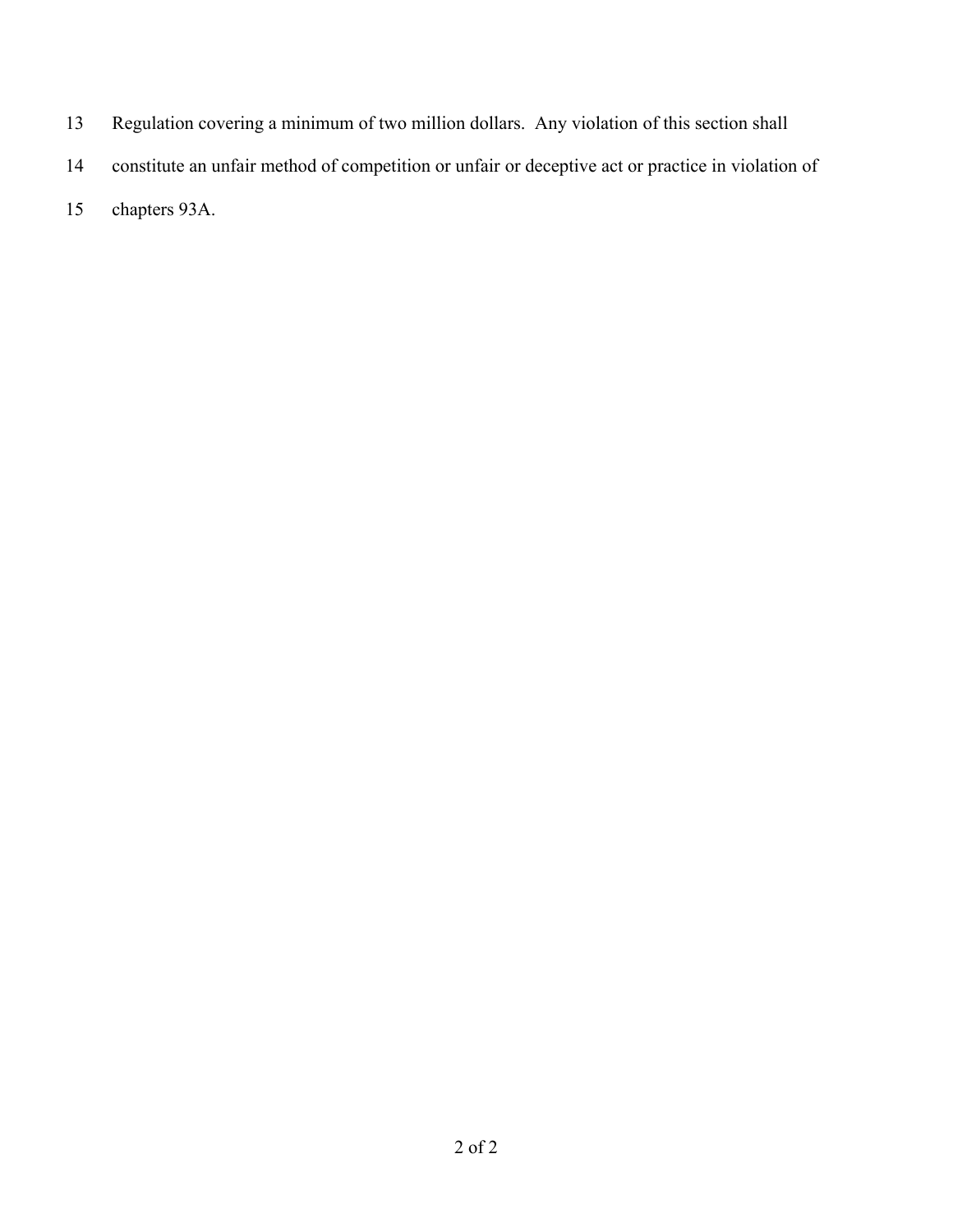13 Regulation covering a minimum of two million dollars. Any violation of this section shall

14 constitute an unfair method of competition or unfair or deceptive act or practice in violation of

15 chapters 93A.